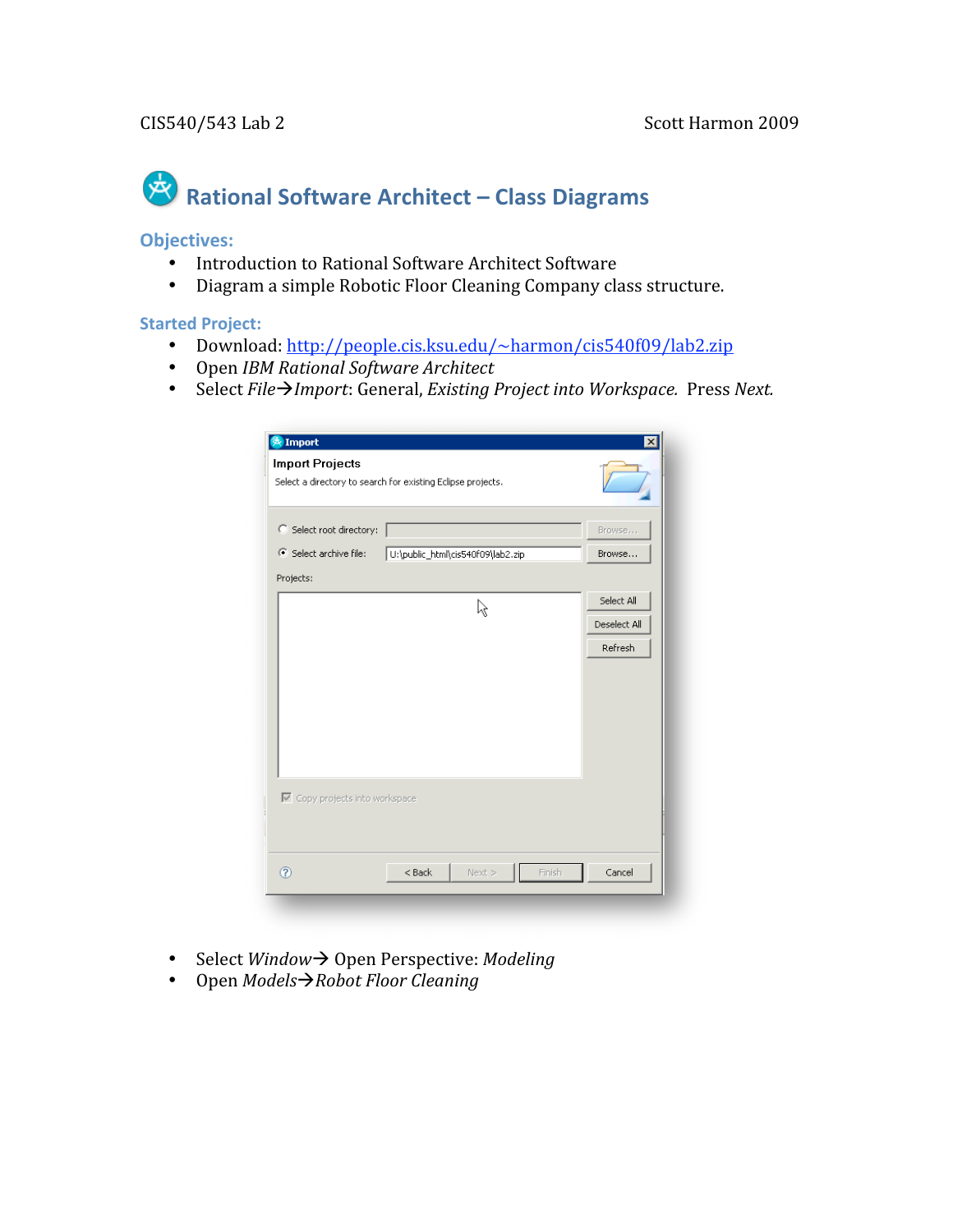CIS540/543 Lab 2 Scott Harmon 2009

# Rational Software Architect – Class Diagrams

## Objectives:

- Introduction to Rational Software Architect Software
- Diagram a simple Robotic Floor Cleaning Company class structure.

## Started Project:

- Download: http://people.cis.ksu.edu/~harmon/cis540f09/lab2.zip
- Open *IBM Rational Software Architect*
- Select *File→Import*: General, *Existing Project into Workspace.* Press *Next.*

- Select *Window*→ Open Perspective: *Modeling*
- Open *Models→Robot Floor Cleaning*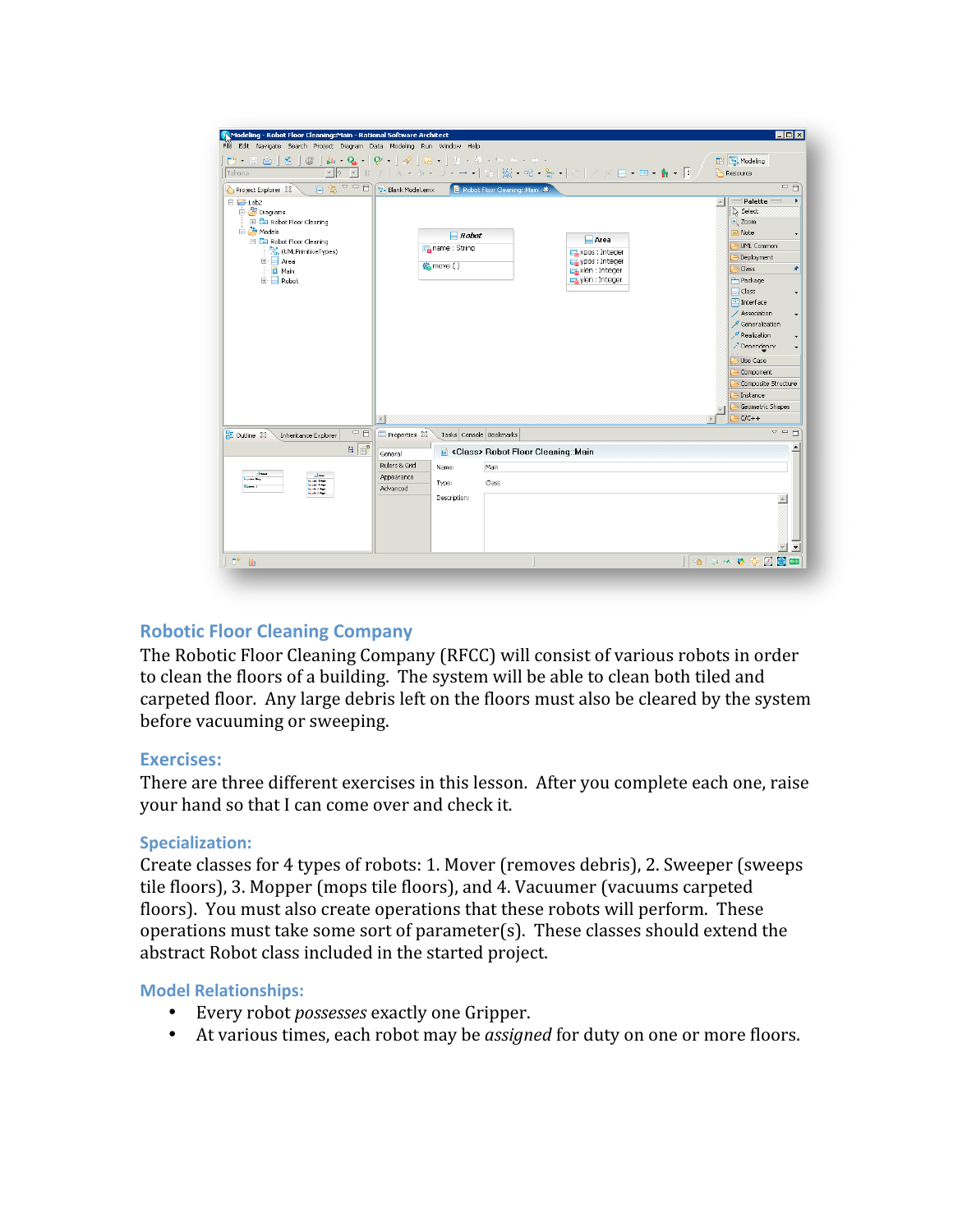## Robotic Floor Cleaning Company

The Robotic Floor Cleaning Company (RFCC) will consist of various robots in order to clean the floors of a building. The system will be able to clean both tiled and carpeted floor. Any large debris left on the floors must also be cleared by the system before vacuuming or sweeping.

### Exercises:

There are three different exercises in this lesson. After you complete each one, raise your hand so that I can come over and check it.

### Specialization:

Create classes for 4 types of robots: 1. Mover (removes debris), 2. Sweeper (sweeps tile floors), 3. Mopper (mops tile floors), and 4. Vacuumer (vacuums carpeted floors). You must also create operations that these robots will perform. These operations must take some sort of parameter(s). These classes should extend the abstract Robot class included in the started project.

### Model Relationships:

- Every robot *possesses* exactly one Gripper.
- At various times, each robot may be *assigned* for duty on one or more floors.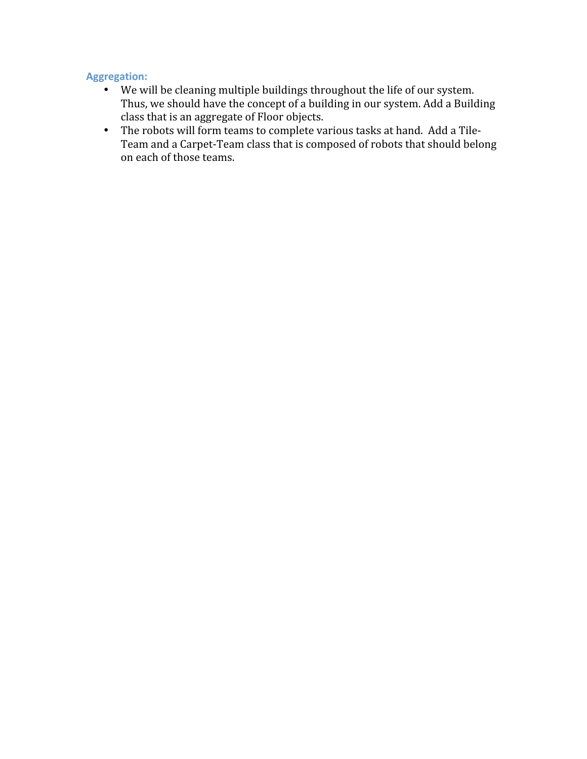### Aggregation:

- We will be cleaning multiple buildings throughout the life of our system. Thus, we should have the concept of a building in our system. Add a Building class that is an aggregate of Floor objects.
- The robots will form teams to complete various tasks at hand. Add a Tile-Team and a Carpet-Team class that is composed of robots that should belong on each of those teams.